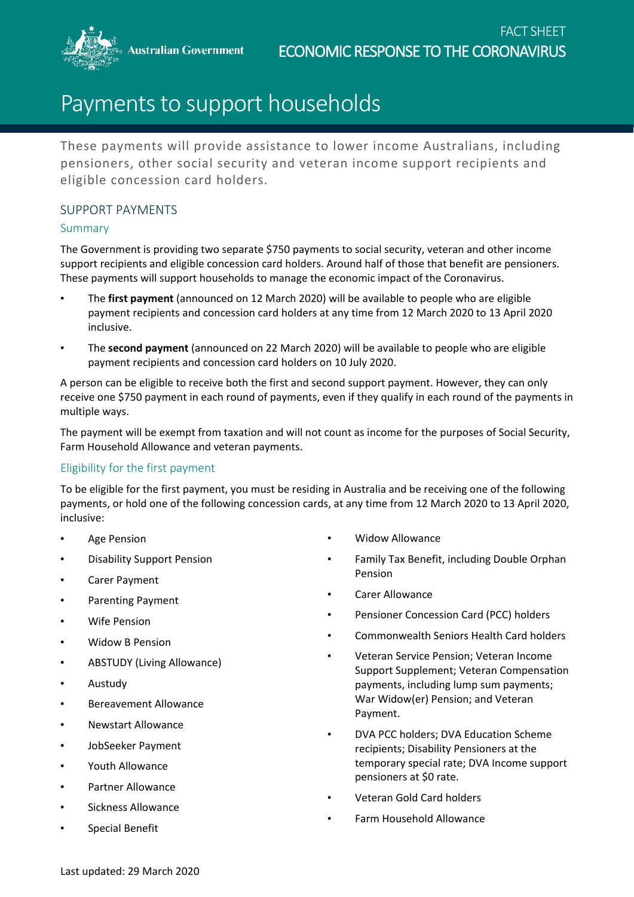FACT SHEET

ECONOMIC RESPONSE TO THE CORONAVIRUS

# Payments to support households

These payments will provide assistance to lower income Australians, including pensioners, other social security and veteran income support recipients and eligible concession card holders.

## SUPPORT PAYMENTS

### Summary

The Government is providing two separate $750 payments to social security, veteran and other income support recipients and eligible concession card holders. Around half of those that benefit are pensioners. These payments will support households to manage the economic impact of the Coronavirus.

- The **first payment** (announced on 12 March 2020) will be available to people who are eligible payment recipients and concession card holders at any time from 12 March 2020 to 13 April 2020 inclusive.
- The **second payment** (announced on 22 March 2020) will be available to people who are eligible payment recipients and concession card holders on 10 July 2020.

A person can be eligible to receive both the first and second support payment. However, they can only receive one $750 payment in each round of payments, even if they qualify in each round of the payments in multiple ways.

The payment will be exempt from taxation and will not count as income for the purposes of Social Security, Farm Household Allowance and veteran payments.

### Eligibility for the first payment

To be eligible for the first payment, you must be residing in Australia and be receiving one of the following payments, or hold one of the following concession cards, at any time from 12 March 2020 to 13 April 2020, inclusive:

- Age Pension
- Disability Support Pension
- Carer Payment
- Parenting Payment
- Wife Pension
- Widow B Pension
- ABSTUDY (Living Allowance)
- Austudy
- Bereavement Allowance
- Newstart Allowance
- JobSeeker Payment
- Youth Allowance
- Partner Allowance
- Sickness Allowance
- Special Benefit
- Widow Allowance
- Family Tax Benefit, including Double Orphan Pension
- Carer Allowance
- Pensioner Concession Card (PCC) holders
- Commonwealth Seniors Health Card holders
- Veteran Service Pension; Veteran Income Support Supplement; Veteran Compensation payments, including lump sum payments; War Widow(er) Pension; and Veteran Payment.
- DVA PCC holders; DVA Education Scheme recipients; Disability Pensioners at the temporary special rate; DVA Income support pensioners at $0 rate.
- Veteran Gold Card holders
- Farm Household Allowance

Last updated: 29 March 2020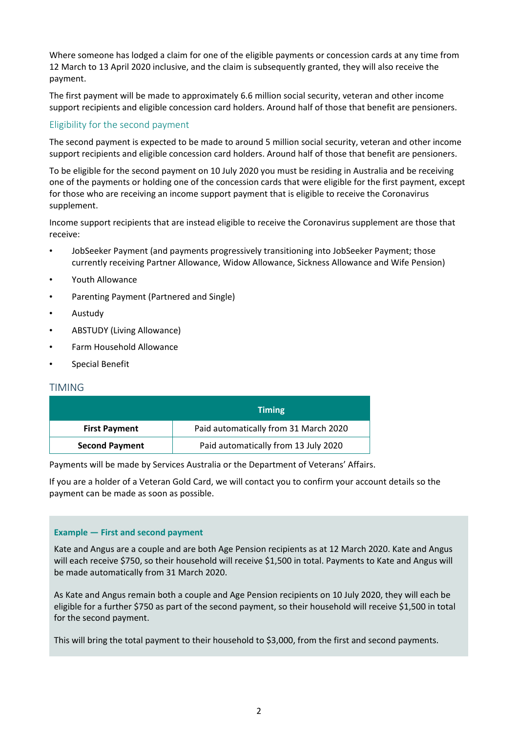Where someone has lodged a claim for one of the eligible payments or concession cards at any time from 12 March to 13 April 2020 inclusive, and the claim is subsequently granted, they will also receive the payment.

The first payment will be made to approximately 6.6 million social security, veteran and other income support recipients and eligible concession card holders. Around half of those that benefit are pensioners.

### Eligibility for the second payment

The second payment is expected to be made to around 5 million social security, veteran and other income support recipients and eligible concession card holders. Around half of those that benefit are pensioners.

To be eligible for the second payment on 10 July 2020 you must be residing in Australia and be receiving one of the payments or holding one of the concession cards that were eligible for the first payment, except for those who are receiving an income support payment that is eligible to receive the Coronavirus supplement.

Income support recipients that are instead eligible to receive the Coronavirus supplement are those that receive:

- JobSeeker Payment (and payments progressively transitioning into JobSeeker Payment; those currently receiving Partner Allowance, Widow Allowance, Sickness Allowance and Wife Pension)
- Youth Allowance
- Parenting Payment (Partnered and Single)
- Austudy
- ABSTUDY (Living Allowance)
- Farm Household Allowance
- Special Benefit

## TIMING

| | Timing |
|---|---|
| **First Payment** | Paid automatically from 31 March 2020 |
| **Second Payment** | Paid automatically from 13 July 2020 |

Payments will be made by Services Australia or the Department of Veterans' Affairs.

If you are a holder of a Veteran Gold Card, we will contact you to confirm your account details so the payment can be made as soon as possible.

**Example — First and second payment**

Kate and Angus are a couple and are both Age Pension recipients as at 12 March 2020. Kate and Angus will each receive $750, so their household will receive $1,500 in total. Payments to Kate and Angus will be made automatically from 31 March 2020.

As Kate and Angus remain both a couple and Age Pension recipients on 10 July 2020, they will each be eligible for a further $750 as part of the second payment, so their household will receive $1,500 in total for the second payment.

This will bring the total payment to their household to $3,000, from the first and second payments.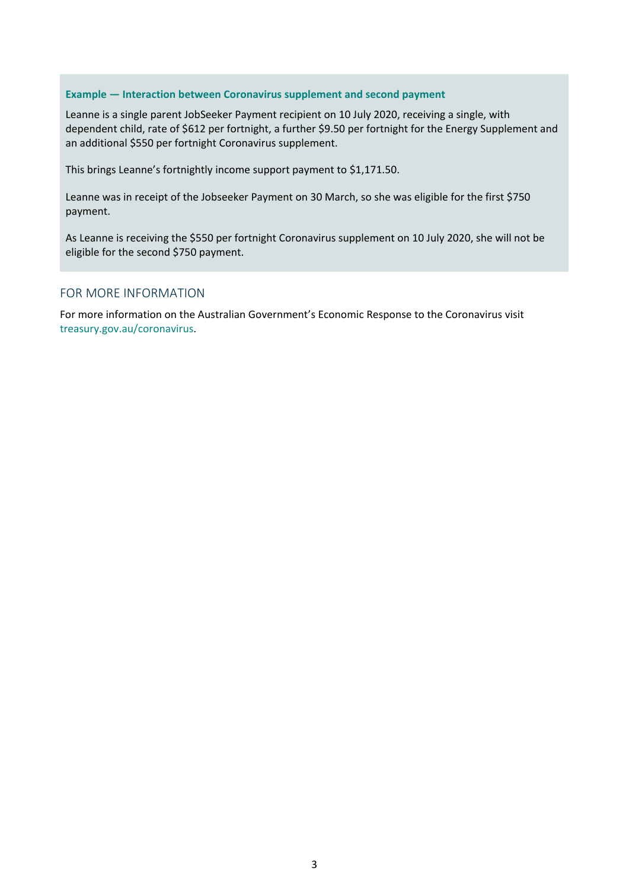**Example — Interaction between Coronavirus supplement and second payment**

Leanne is a single parent JobSeeker Payment recipient on 10 July 2020, receiving a single, with dependent child, rate of $612 per fortnight, a further $9.50 per fortnight for the Energy Supplement and an additional $550 per fortnight Coronavirus supplement.

This brings Leanne's fortnightly income support payment to $1,171.50.

Leanne was in receipt of the Jobseeker Payment on 30 March, so she was eligible for the first $750 payment.

As Leanne is receiving the $550 per fortnight Coronavirus supplement on 10 July 2020, she will not be eligible for the second $750 payment.

## FOR MORE INFORMATION

For more information on the Australian Government's Economic Response to the Coronavirus visit treasury.gov.au/coronavirus.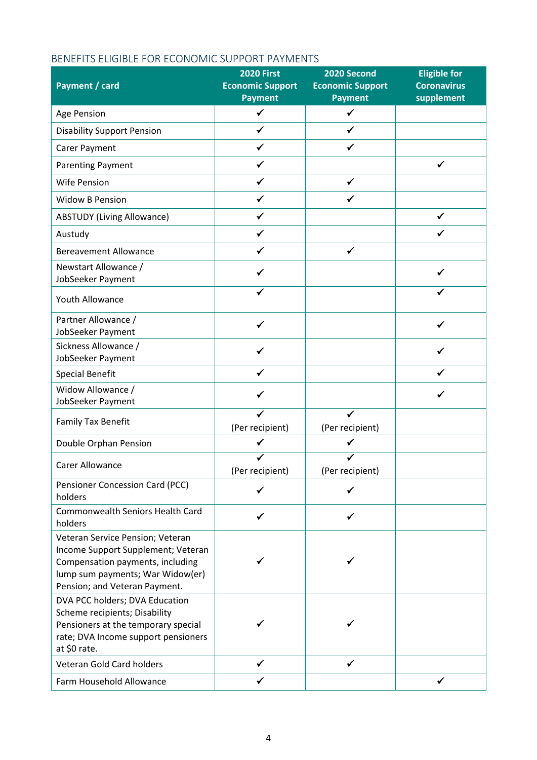### BENEFITS ELIGIBLE FOR ECONOMIC SUPPORT PAYMENTS

| Payment / card | 2020 First Economic Support Payment | 2020 Second Economic Support Payment | Eligible for Coronavirus supplement |
|---|---|---|---|
| Age Pension | ✓ | ✓ | |
| Disability Support Pension | ✓ | ✓ | |
| Carer Payment | ✓ | ✓ | |
| Parenting Payment | ✓ | | ✓ |
| Wife Pension | ✓ | ✓ | |
| Widow B Pension | ✓ | ✓ | |
| ABSTUDY (Living Allowance) | ✓ | | ✓ |
| Austudy | ✓ | | ✓ |
| Bereavement Allowance | ✓ | ✓ | |
| Newstart Allowance / JobSeeker Payment | ✓ | | ✓ |
| Youth Allowance | ✓ | | ✓ |
| Partner Allowance / JobSeeker Payment | ✓ | | ✓ |
| Sickness Allowance / JobSeeker Payment | ✓ | | ✓ |
| Special Benefit | ✓ | | ✓ |
| Widow Allowance / JobSeeker Payment | ✓ | | ✓ |
| Family Tax Benefit | ✓ (Per recipient) | ✓ (Per recipient) | |
| Double Orphan Pension | ✓ | ✓ | |
| Carer Allowance | ✓ (Per recipient) | ✓ (Per recipient) | |
| Pensioner Concession Card (PCC) holders | ✓ | ✓ | |
| Commonwealth Seniors Health Card holders | ✓ | ✓ | |
| Veteran Service Pension; Veteran Income Support Supplement; Veteran Compensation payments, including lump sum payments; War Widow(er) Pension; and Veteran Payment. | ✓ | ✓ | |
| DVA PCC holders; DVA Education Scheme recipients; Disability Pensioners at the temporary special rate; DVA Income support pensioners at $0 rate. | ✓ | ✓ | |
| Veteran Gold Card holders | ✓ | ✓ | |
| Farm Household Allowance | ✓ | | ✓ |